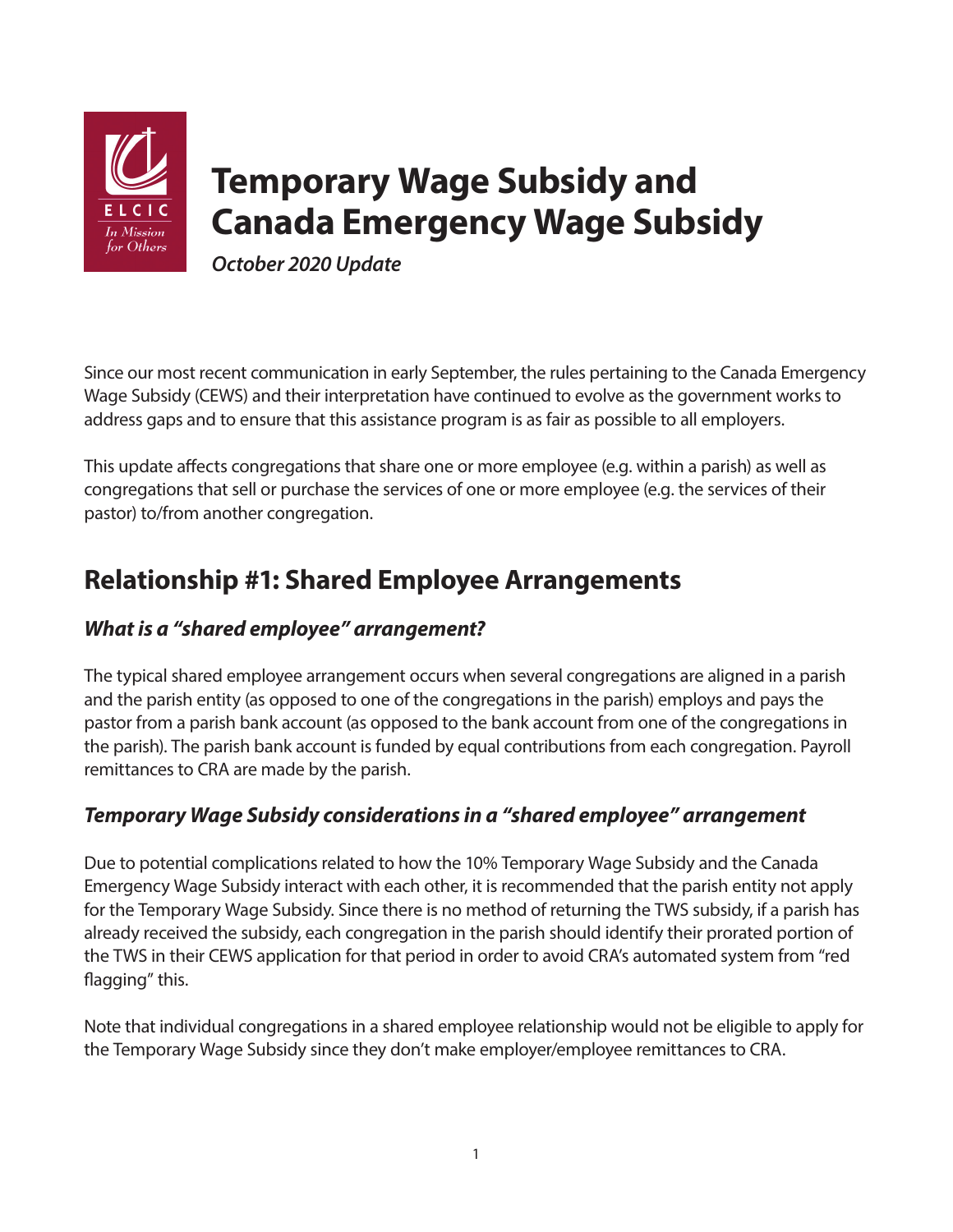# Temporary Wage Subsidy and Canada Emergency Wage Subsidy

*October 2020 Update*

Since our most recent communication in early September, the rules pertaining to the Canada Emergency Wage Subsidy (CEWS) and their interpretation have continued to evolve as the government works to address gaps and to ensure that this assistance program is as fair as possible to all employers.

This update affects congregations that share one or more employee (e.g. within a parish) as well as congregations that sell or purchase the services of one or more employee (e.g. the services of their pastor) to/from another congregation.

## Relationship #1: Shared Employee Arrangements

### *What is a "shared employee" arrangement?*

The typical shared employee arrangement occurs when several congregations are aligned in a parish and the parish entity (as opposed to one of the congregations in the parish) employs and pays the pastor from a parish bank account (as opposed to the bank account from one of the congregations in the parish). The parish bank account is funded by equal contributions from each congregation. Payroll remittances to CRA are made by the parish.

### *Temporary Wage Subsidy considerations in a "shared employee" arrangement*

Due to potential complications related to how the 10% Temporary Wage Subsidy and the Canada Emergency Wage Subsidy interact with each other, it is recommended that the parish entity not apply for the Temporary Wage Subsidy. Since there is no method of returning the TWS subsidy, if a parish has already received the subsidy, each congregation in the parish should identify their prorated portion of the TWS in their CEWS application for that period in order to avoid CRA's automated system from "red flagging" this.

Note that individual congregations in a shared employee relationship would not be eligible to apply for the Temporary Wage Subsidy since they don't make employer/employee remittances to CRA.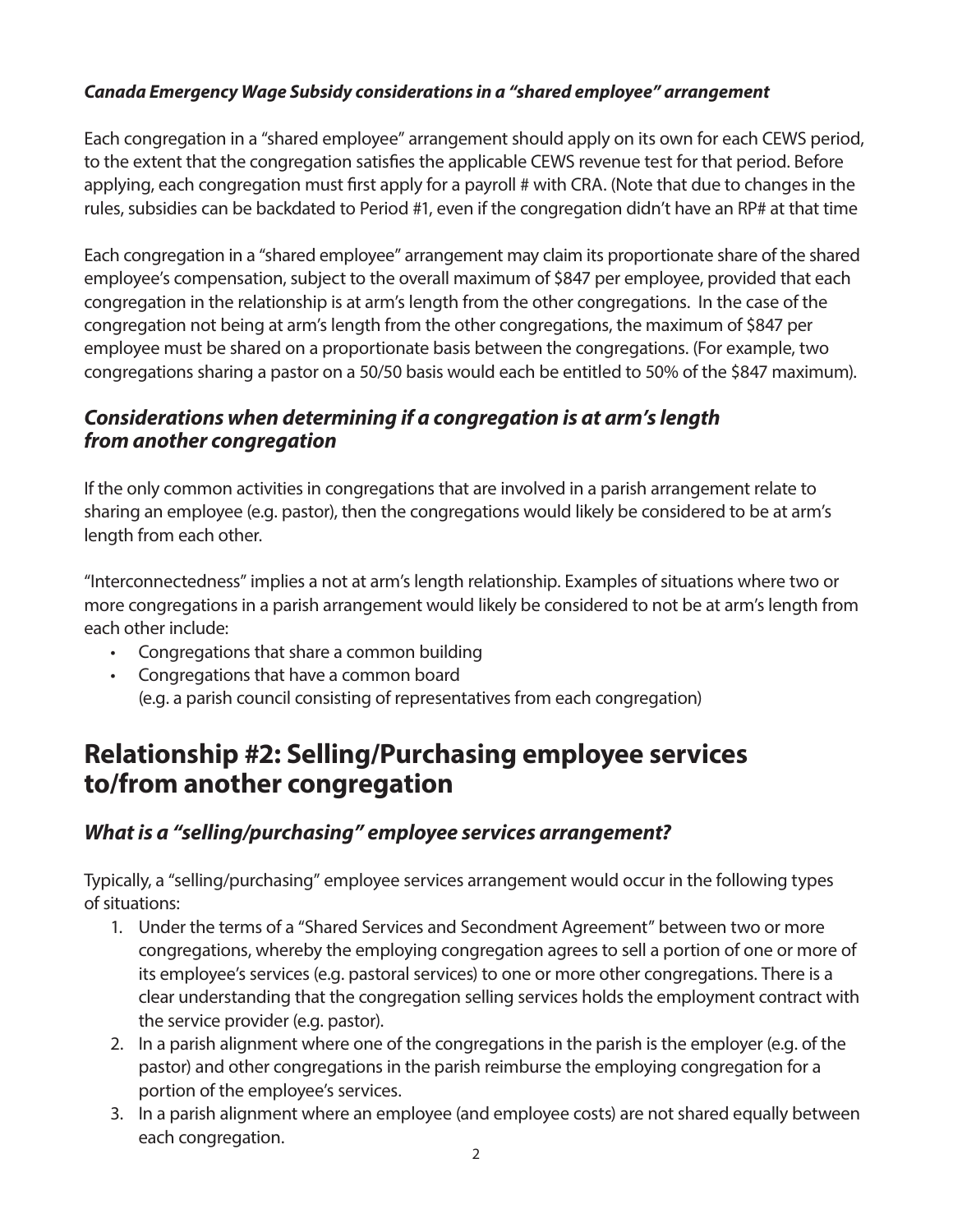### *Canada Emergency Wage Subsidy considerations in a "shared employee" arrangement*

Each congregation in a "shared employee" arrangement should apply on its own for each CEWS period, to the extent that the congregation satisfies the applicable CEWS revenue test for that period. Before applying, each congregation must first apply for a payroll # with CRA. (Note that due to changes in the rules, subsidies can be backdated to Period #1, even if the congregation didn't have an RP# at that time

Each congregation in a "shared employee" arrangement may claim its proportionate share of the shared employee's compensation, subject to the overall maximum of $847 per employee, provided that each congregation in the relationship is at arm's length from the other congregations. In the case of the congregation not being at arm's length from the other congregations, the maximum of $847 per employee must be shared on a proportionate basis between the congregations. (For example, two congregations sharing a pastor on a 50/50 basis would each be entitled to 50% of the $847 maximum).

### *Considerations when determining if a congregation is at arm's length from another congregation*

If the only common activities in congregations that are involved in a parish arrangement relate to sharing an employee (e.g. pastor), then the congregations would likely be considered to be at arm's length from each other.

"Interconnectedness" implies a not at arm's length relationship. Examples of situations where two or more congregations in a parish arrangement would likely be considered to not be at arm's length from each other include:

- Congregations that share a common building
- Congregations that have a common board (e.g. a parish council consisting of representatives from each congregation)

## Relationship #2: Selling/Purchasing employee services to/from another congregation

### *What is a "selling/purchasing" employee services arrangement?*

Typically, a "selling/purchasing" employee services arrangement would occur in the following types of situations:

1. Under the terms of a "Shared Services and Secondment Agreement" between two or more congregations, whereby the employing congregation agrees to sell a portion of one or more of its employee's services (e.g. pastoral services) to one or more other congregations. There is a clear understanding that the congregation selling services holds the employment contract with the service provider (e.g. pastor).
2. In a parish alignment where one of the congregations in the parish is the employer (e.g. of the pastor) and other congregations in the parish reimburse the employing congregation for a portion of the employee's services.
3. In a parish alignment where an employee (and employee costs) are not shared equally between each congregation.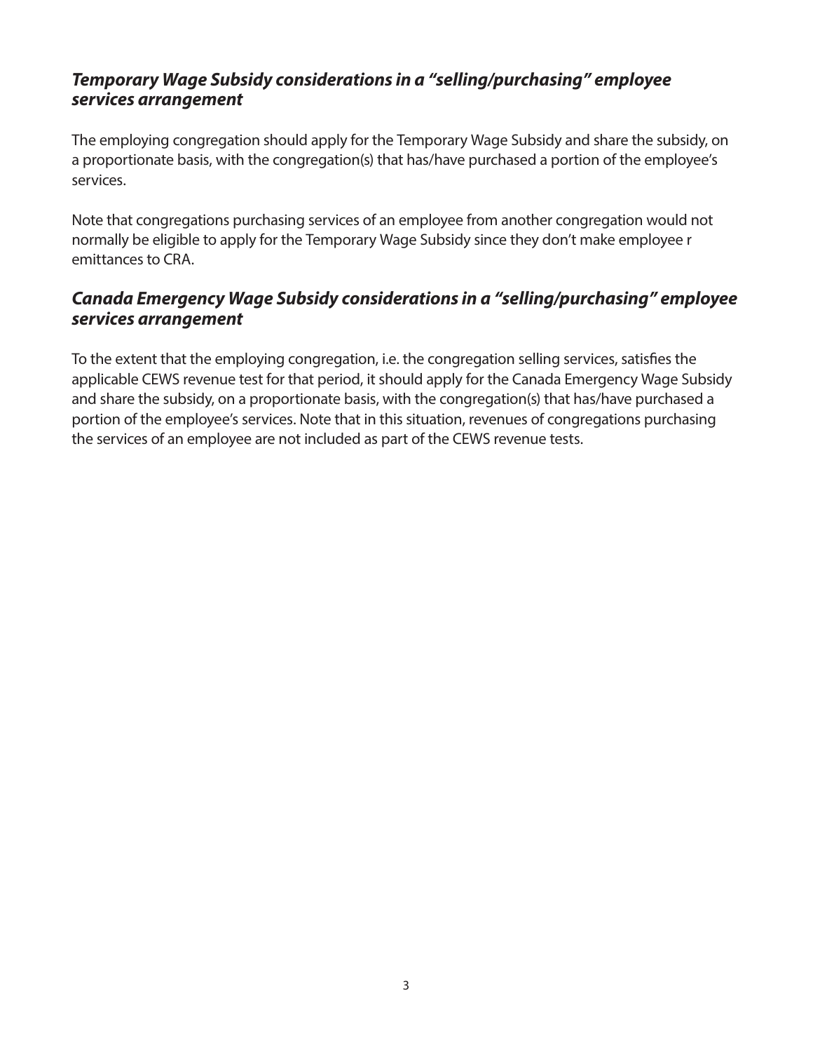### ***Temporary Wage Subsidy considerations in a "selling/purchasing" employee services arrangement***

The employing congregation should apply for the Temporary Wage Subsidy and share the subsidy, on a proportionate basis, with the congregation(s) that has/have purchased a portion of the employee's services.

Note that congregations purchasing services of an employee from another congregation would not normally be eligible to apply for the Temporary Wage Subsidy since they don't make employee r emittances to CRA.

### ***Canada Emergency Wage Subsidy considerations in a "selling/purchasing" employee services arrangement***

To the extent that the employing congregation, i.e. the congregation selling services, satisfies the applicable CEWS revenue test for that period, it should apply for the Canada Emergency Wage Subsidy and share the subsidy, on a proportionate basis, with the congregation(s) that has/have purchased a portion of the employee's services. Note that in this situation, revenues of congregations purchasing the services of an employee are not included as part of the CEWS revenue tests.